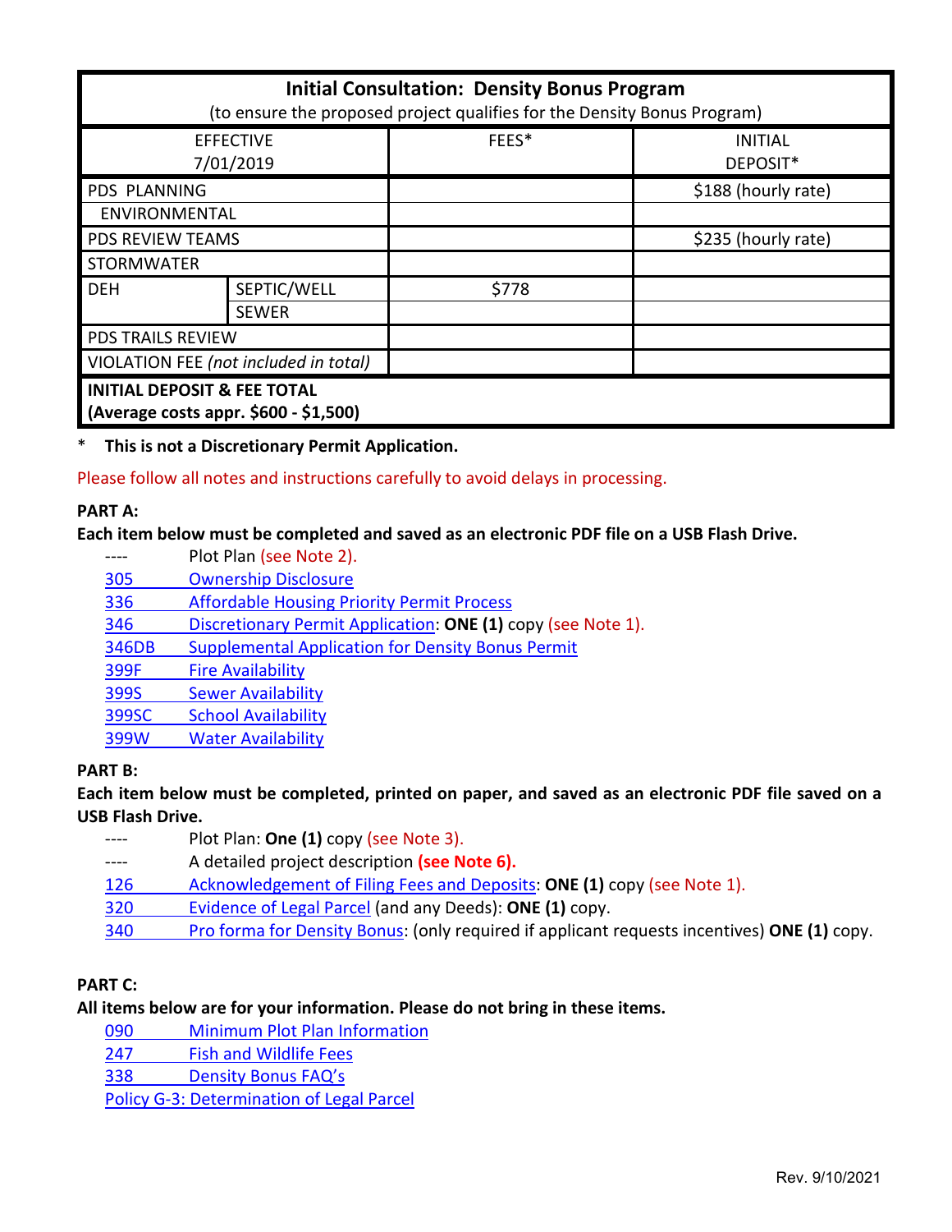| Initial Consultation: Density Bonus Program (to ensure the proposed project qualifies for the Density Bonus Program) | | | |
|---|---|---|---|
| EFFECTIVE 7/01/2019 | | FEES* | INITIAL DEPOSIT* |
| PDS PLANNING | | | $188 (hourly rate) |
| ENVIRONMENTAL | | | |
| PDS REVIEW TEAMS | | | $235 (hourly rate) |
| STORMWATER | | | |
| DEH | SEPTIC/WELL | $778 | |
| | SEWER | | |
| PDS TRAILS REVIEW | | | |
| VIOLATION FEE *(not included in total)* | | | |
| **INITIAL DEPOSIT & FEE TOTAL (Average costs appr. $600 - $1,500)** | | | |

\* **This is not a Discretionary Permit Application.**

Please follow all notes and instructions carefully to avoid delays in processing.

**PART A:**

**Each item below must be completed and saved as an electronic PDF file on a USB Flash Drive.**

- ---- Plot Plan (see Note 2).
- 305 Ownership Disclosure
- 336 Affordable Housing Priority Permit Process
- 346 Discretionary Permit Application: **ONE (1)** copy (see Note 1).
- 346DB Supplemental Application for Density Bonus Permit
- 399F Fire Availability
- 399S Sewer Availability
- 399SC School Availability
- 399W Water Availability

**PART B:**

**Each item below must be completed, printed on paper, and saved as an electronic PDF file saved on a USB Flash Drive.**

- ---- Plot Plan: **One (1)** copy (see Note 3).
- ---- A detailed project description **(see Note 6).**
- 126 Acknowledgement of Filing Fees and Deposits: **ONE (1)** copy (see Note 1).
- 320 Evidence of Legal Parcel (and any Deeds): **ONE (1)** copy.
- 340 Pro forma for Density Bonus: (only required if applicant requests incentives) **ONE (1)** copy.

**PART C:**

**All items below are for your information. Please do not bring in these items.**

- 090 Minimum Plot Plan Information
- 247 Fish and Wildlife Fees
- 338 Density Bonus FAQ's
- Policy G-3: Determination of Legal Parcel

Rev. 9/10/2021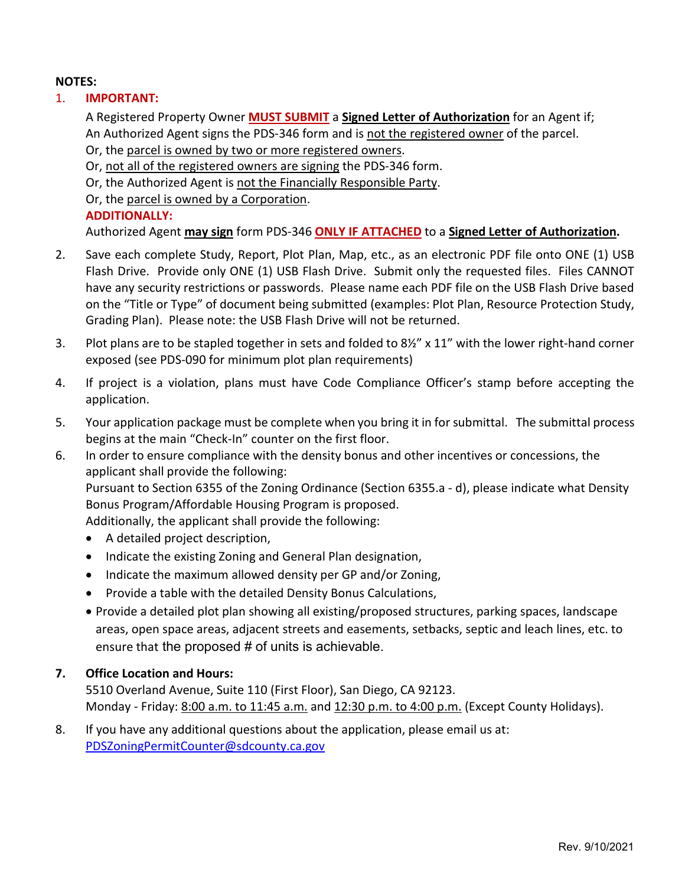**NOTES:**

1. **IMPORTANT:**

   A Registered Property Owner **MUST SUBMIT** a **Signed Letter of Authorization** for an Agent if;
   An Authorized Agent signs the PDS-346 form and is not the registered owner of the parcel.
   Or, the parcel is owned by two or more registered owners.
   Or, not all of the registered owners are signing the PDS-346 form.
   Or, the Authorized Agent is not the Financially Responsible Party.
   Or, the parcel is owned by a Corporation.

   **ADDITIONALLY:**

   Authorized Agent **may sign** form PDS-346 **ONLY IF ATTACHED** to a **Signed Letter of Authorization.**

2. Save each complete Study, Report, Plot Plan, Map, etc., as an electronic PDF file onto ONE (1) USB Flash Drive. Provide only ONE (1) USB Flash Drive. Submit only the requested files. Files CANNOT have any security restrictions or passwords. Please name each PDF file on the USB Flash Drive based on the "Title or Type" of document being submitted (examples: Plot Plan, Resource Protection Study, Grading Plan). Please note: the USB Flash Drive will not be returned.

3. Plot plans are to be stapled together in sets and folded to 8½" x 11" with the lower right-hand corner exposed (see PDS-090 for minimum plot plan requirements)

4. If project is a violation, plans must have Code Compliance Officer's stamp before accepting the application.

5. Your application package must be complete when you bring it in for submittal. The submittal process begins at the main "Check-In" counter on the first floor.

6. In order to ensure compliance with the density bonus and other incentives or concessions, the applicant shall provide the following:
   Pursuant to Section 6355 of the Zoning Ordinance (Section 6355.a - d), please indicate what Density Bonus Program/Affordable Housing Program is proposed.
   Additionally, the applicant shall provide the following:
   - A detailed project description,
   - Indicate the existing Zoning and General Plan designation,
   - Indicate the maximum allowed density per GP and/or Zoning,
   - Provide a table with the detailed Density Bonus Calculations,
   - Provide a detailed plot plan showing all existing/proposed structures, parking spaces, landscape areas, open space areas, adjacent streets and easements, setbacks, septic and leach lines, etc. to ensure that the proposed # of units is achievable.

7. **Office Location and Hours:**
   5510 Overland Avenue, Suite 110 (First Floor), San Diego, CA 92123.
   Monday - Friday: 8:00 a.m. to 11:45 a.m. and 12:30 p.m. to 4:00 p.m. (Except County Holidays).

8. If you have any additional questions about the application, please email us at:
   PDSZoningPermitCounter@sdcounty.ca.gov

Rev. 9/10/2021